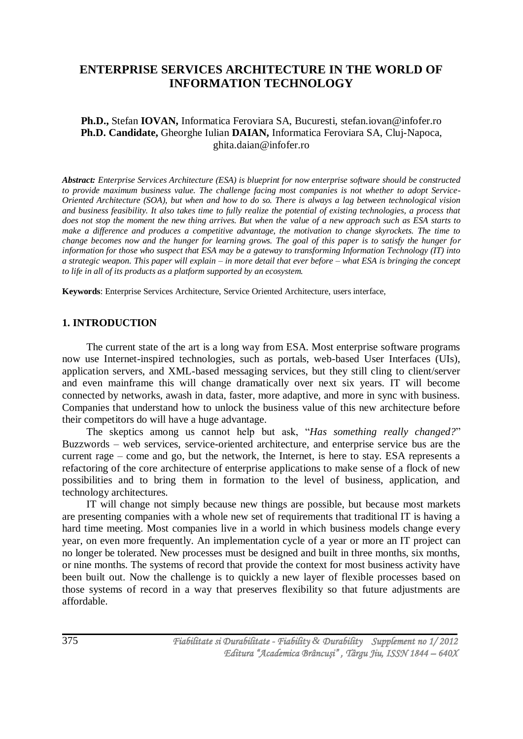# ENTERPRISE SERVICES ARCHITECTURE IN THE WORLD OF INFORMATION TECHNOLOGY

**Ph.D.,** Stefan **IOVAN,** Informatica Feroviara SA, Bucuresti, stefan.iovan@infofer.ro
**Ph.D. Candidate,** Gheorghe Iulian **DAIAN,** Informatica Feroviara SA, Cluj-Napoca, ghita.daian@infofer.ro

***Abstract:*** *Enterprise Services Architecture (ESA) is blueprint for now enterprise software should be constructed to provide maximum business value. The challenge facing most companies is not whether to adopt Service-Oriented Architecture (SOA), but when and how to do so. There is always a lag between technological vision and business feasibility. It also takes time to fully realize the potential of existing technologies, a process that does not stop the moment the new thing arrives. But when the value of a new approach such as ESA starts to make a difference and produces a competitive advantage, the motivation to change skyrockets. The time to change becomes now and the hunger for learning grows. The goal of this paper is to satisfy the hunger for information for those who suspect that ESA may be a gateway to transforming Information Technology (IT) into a strategic weapon. This paper will explain – in more detail that ever before – what ESA is bringing the concept to life in all of its products as a platform supported by an ecosystem.*

**Keywords**: Enterprise Services Architecture, Service Oriented Architecture, users interface,

## 1. INTRODUCTION

The current state of the art is a long way from ESA. Most enterprise software programs now use Internet-inspired technologies, such as portals, web-based User Interfaces (UIs), application servers, and XML-based messaging services, but they still cling to client/server and even mainframe this will change dramatically over next six years. IT will become connected by networks, awash in data, faster, more adaptive, and more in sync with business. Companies that understand how to unlock the business value of this new architecture before their competitors do will have a huge advantage.

The skeptics among us cannot help but ask, "*Has something really changed?*" Buzzwords – web services, service-oriented architecture, and enterprise service bus are the current rage – come and go, but the network, the Internet, is here to stay. ESA represents a refactoring of the core architecture of enterprise applications to make sense of a flock of new possibilities and to bring them in formation to the level of business, application, and technology architectures.

IT will change not simply because new things are possible, but because most markets are presenting companies with a whole new set of requirements that traditional IT is having a hard time meeting. Most companies live in a world in which business models change every year, on even more frequently. An implementation cycle of a year or more an IT project can no longer be tolerated. New processes must be designed and built in three months, six months, or nine months. The systems of record that provide the context for most business activity have been built out. Now the challenge is to quickly a new layer of flexible processes based on those systems of record in a way that preserves flexibility so that future adjustments are affordable.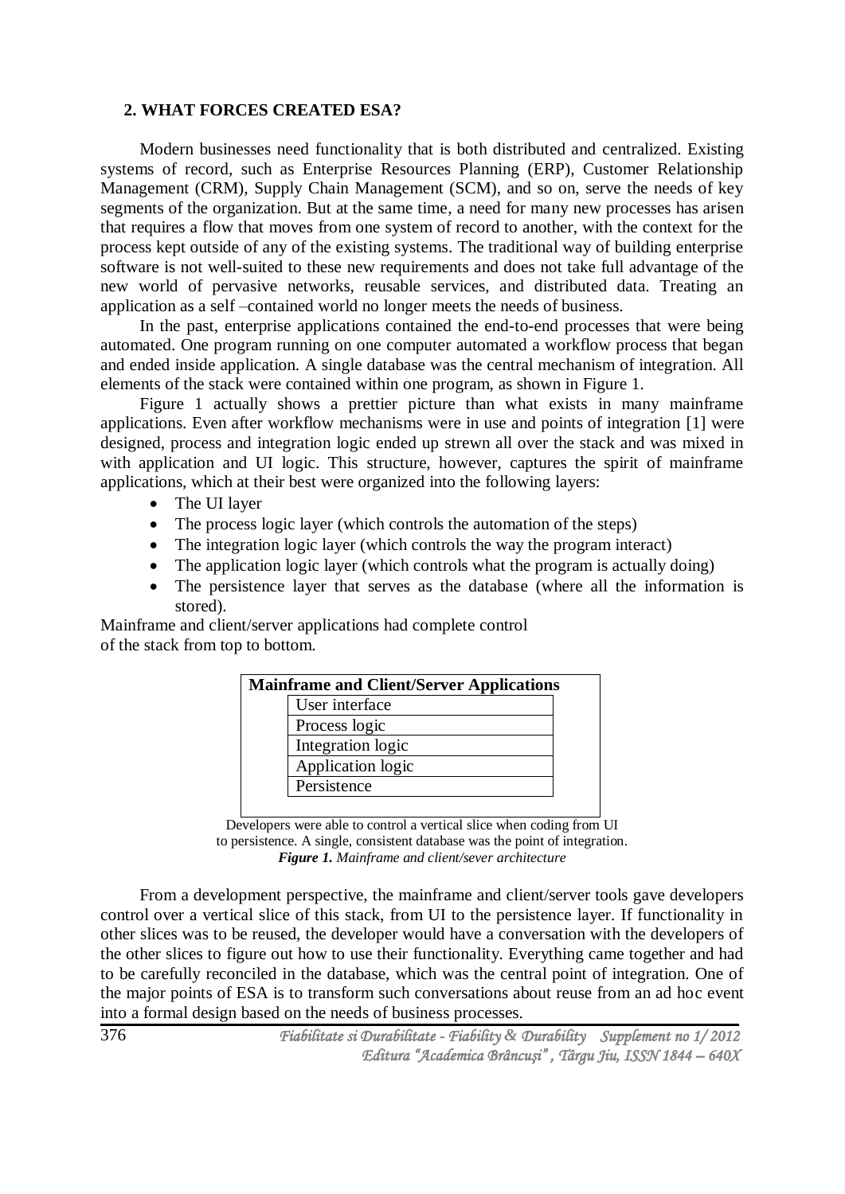## 2. WHAT FORCES CREATED ESA?

Modern businesses need functionality that is both distributed and centralized. Existing systems of record, such as Enterprise Resources Planning (ERP), Customer Relationship Management (CRM), Supply Chain Management (SCM), and so on, serve the needs of key segments of the organization. But at the same time, a need for many new processes has arisen that requires a flow that moves from one system of record to another, with the context for the process kept outside of any of the existing systems. The traditional way of building enterprise software is not well-suited to these new requirements and does not take full advantage of the new world of pervasive networks, reusable services, and distributed data. Treating an application as a self –contained world no longer meets the needs of business.

In the past, enterprise applications contained the end-to-end processes that were being automated. One program running on one computer automated a workflow process that began and ended inside application. A single database was the central mechanism of integration. All elements of the stack were contained within one program, as shown in Figure 1.

Figure 1 actually shows a prettier picture than what exists in many mainframe applications. Even after workflow mechanisms were in use and points of integration [1] were designed, process and integration logic ended up strewn all over the stack and was mixed in with application and UI logic. This structure, however, captures the spirit of mainframe applications, which at their best were organized into the following layers:

- The UI layer
- The process logic layer (which controls the automation of the steps)
- The integration logic layer (which controls the way the program interact)
- The application logic layer (which controls what the program is actually doing)
- The persistence layer that serves as the database (where all the information is stored).

Mainframe and client/server applications had complete control of the stack from top to bottom.

| Mainframe and Client/Server Applications |
|---|
| User interface |
| Process logic |
| Integration logic |
| Application logic |
| Persistence |

Developers were able to control a vertical slice when coding from UI to persistence. A single, consistent database was the point of integration.

***Figure 1.*** *Mainframe and client/sever architecture*

From a development perspective, the mainframe and client/server tools gave developers control over a vertical slice of this stack, from UI to the persistence layer. If functionality in other slices was to be reused, the developer would have a conversation with the developers of the other slices to figure out how to use their functionality. Everything came together and had to be carefully reconciled in the database, which was the central point of integration. One of the major points of ESA is to transform such conversations about reuse from an ad hoc event into a formal design based on the needs of business processes.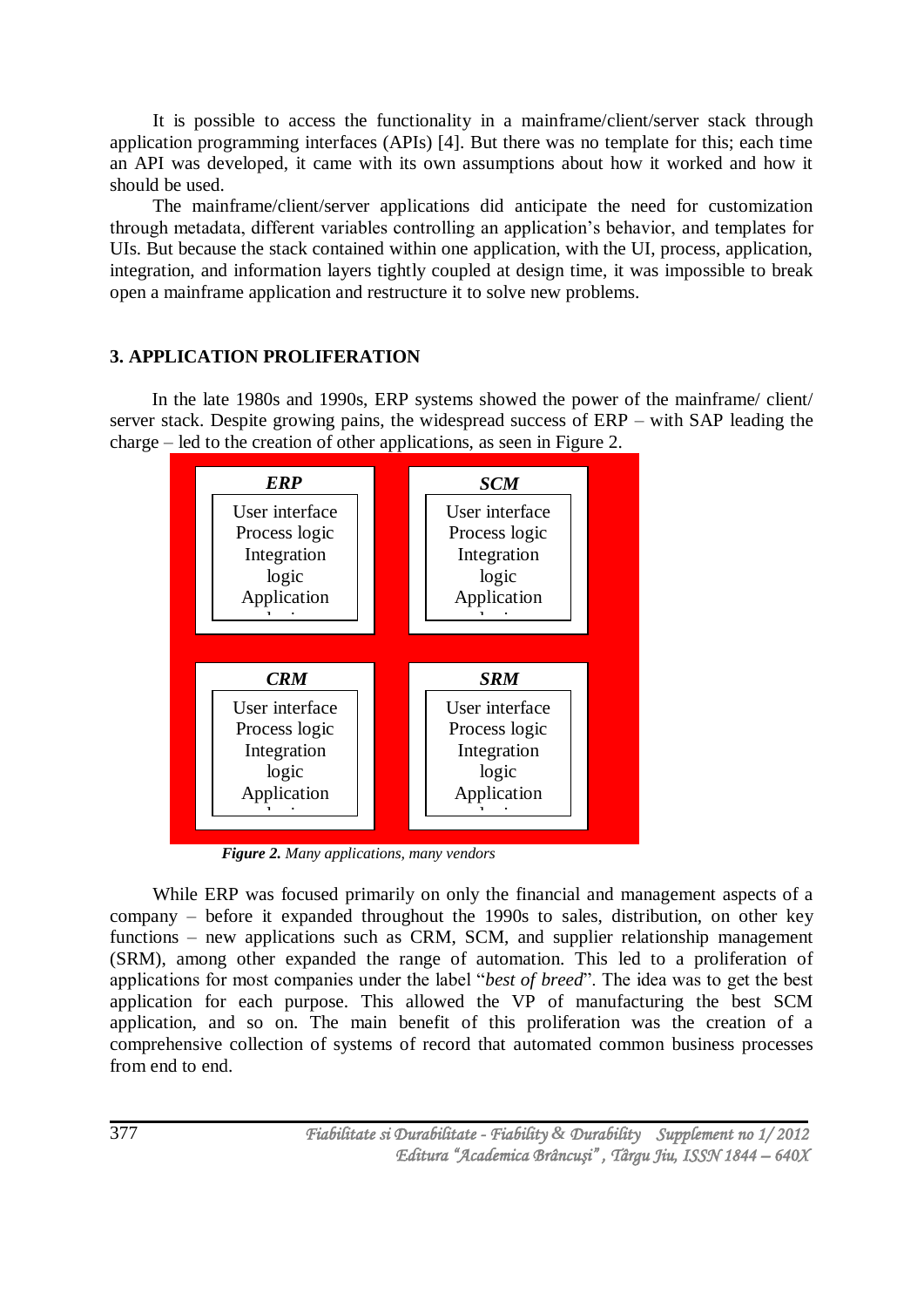It is possible to access the functionality in a mainframe/client/server stack through application programming interfaces (APIs) [4]. But there was no template for this; each time an API was developed, it came with its own assumptions about how it worked and how it should be used.

The mainframe/client/server applications did anticipate the need for customization through metadata, different variables controlling an application's behavior, and templates for UIs. But because the stack contained within one application, with the UI, process, application, integration, and information layers tightly coupled at design time, it was impossible to break open a mainframe application and restructure it to solve new problems.

## 3. APPLICATION PROLIFERATION

In the late 1980s and 1990s, ERP systems showed the power of the mainframe/ client/ server stack. Despite growing pains, the widespread success of ERP – with SAP leading the charge – led to the creation of other applications, as seen in Figure 2.

| ***ERP*** | ***SCM*** |
|---|---|
| User interface<br>Process logic<br>Integration logic<br>Application logic | User interface<br>Process logic<br>Integration logic<br>Application logic |
| ***CRM*** | ***SRM*** |
| User interface<br>Process logic<br>Integration logic<br>Application logic | User interface<br>Process logic<br>Integration logic<br>Application logic |

***Figure 2.*** *Many applications, many vendors*

While ERP was focused primarily on only the financial and management aspects of a company – before it expanded throughout the 1990s to sales, distribution, on other key functions – new applications such as CRM, SCM, and supplier relationship management (SRM), among other expanded the range of automation. This led to a proliferation of applications for most companies under the label "*best of breed*". The idea was to get the best application for each purpose. This allowed the VP of manufacturing the best SCM application, and so on. The main benefit of this proliferation was the creation of a comprehensive collection of systems of record that automated common business processes from end to end.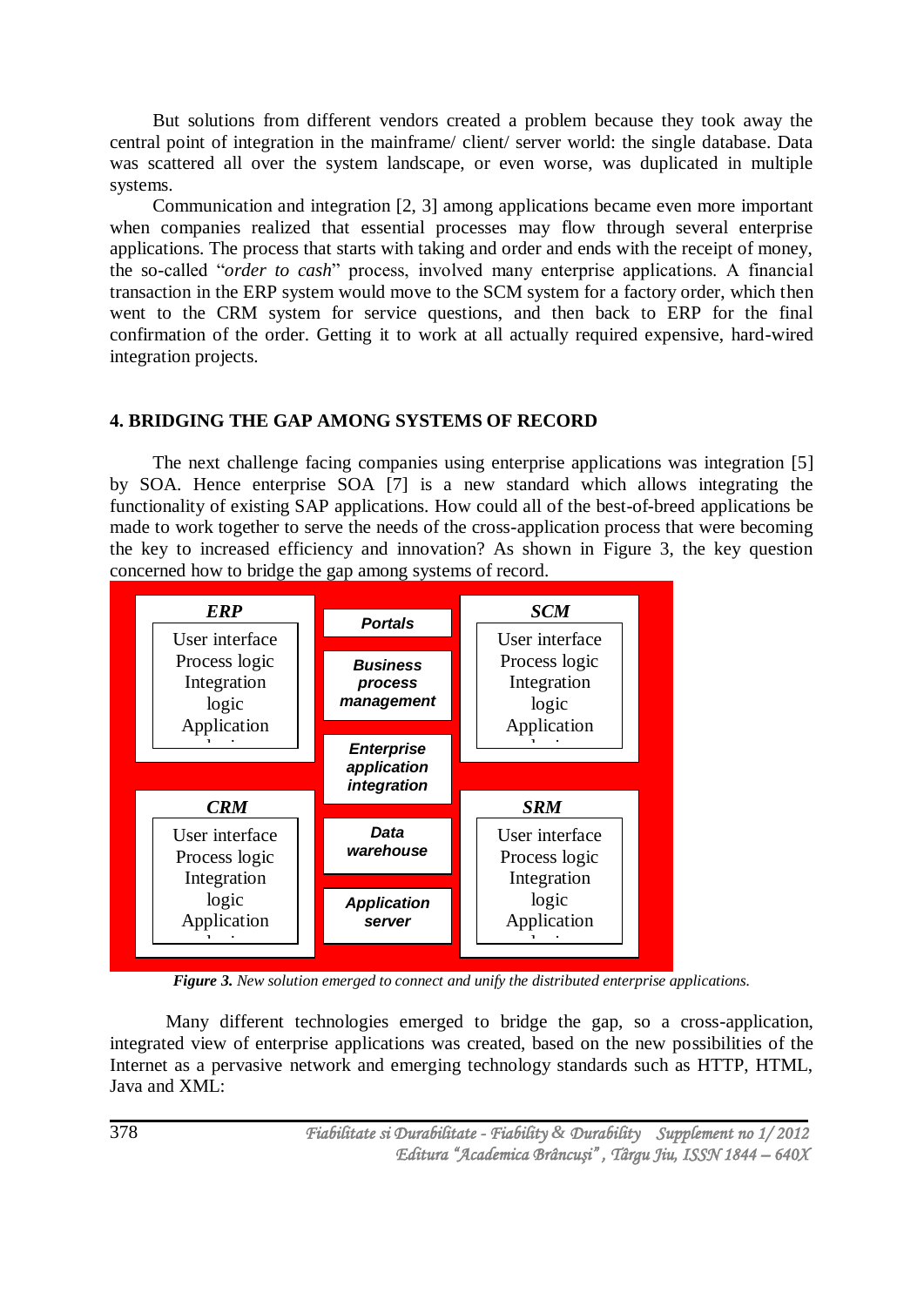But solutions from different vendors created a problem because they took away the central point of integration in the mainframe/ client/ server world: the single database. Data was scattered all over the system landscape, or even worse, was duplicated in multiple systems.

Communication and integration [2, 3] among applications became even more important when companies realized that essential processes may flow through several enterprise applications. The process that starts with taking and order and ends with the receipt of money, the so-called "*order to cash*" process, involved many enterprise applications. A financial transaction in the ERP system would move to the SCM system for a factory order, which then went to the CRM system for service questions, and then back to ERP for the final confirmation of the order. Getting it to work at all actually required expensive, hard-wired integration projects.

## 4. BRIDGING THE GAP AMONG SYSTEMS OF RECORD

The next challenge facing companies using enterprise applications was integration [5] by SOA. Hence enterprise SOA [7] is a new standard which allows integrating the functionality of existing SAP applications. How could all of the best-of-breed applications be made to work together to serve the needs of the cross-application process that were becoming the key to increased efficiency and innovation? As shown in Figure 3, the key question concerned how to bridge the gap among systems of record.

| ERP | | SCM |
|---|---|---|
| User interface<br>Process logic<br>Integration logic<br>Application | Portals<br>Business process management<br>Enterprise application integration | User interface<br>Process logic<br>Integration logic<br>Application |
| **CRM** | | **SRM** |
| User interface<br>Process logic<br>Integration logic<br>Application | Data warehouse<br>Application server | User interface<br>Process logic<br>Integration logic<br>Application |

***Figure 3.*** *New solution emerged to connect and unify the distributed enterprise applications.*

Many different technologies emerged to bridge the gap, so a cross-application, integrated view of enterprise applications was created, based on the new possibilities of the Internet as a pervasive network and emerging technology standards such as HTTP, HTML, Java and XML: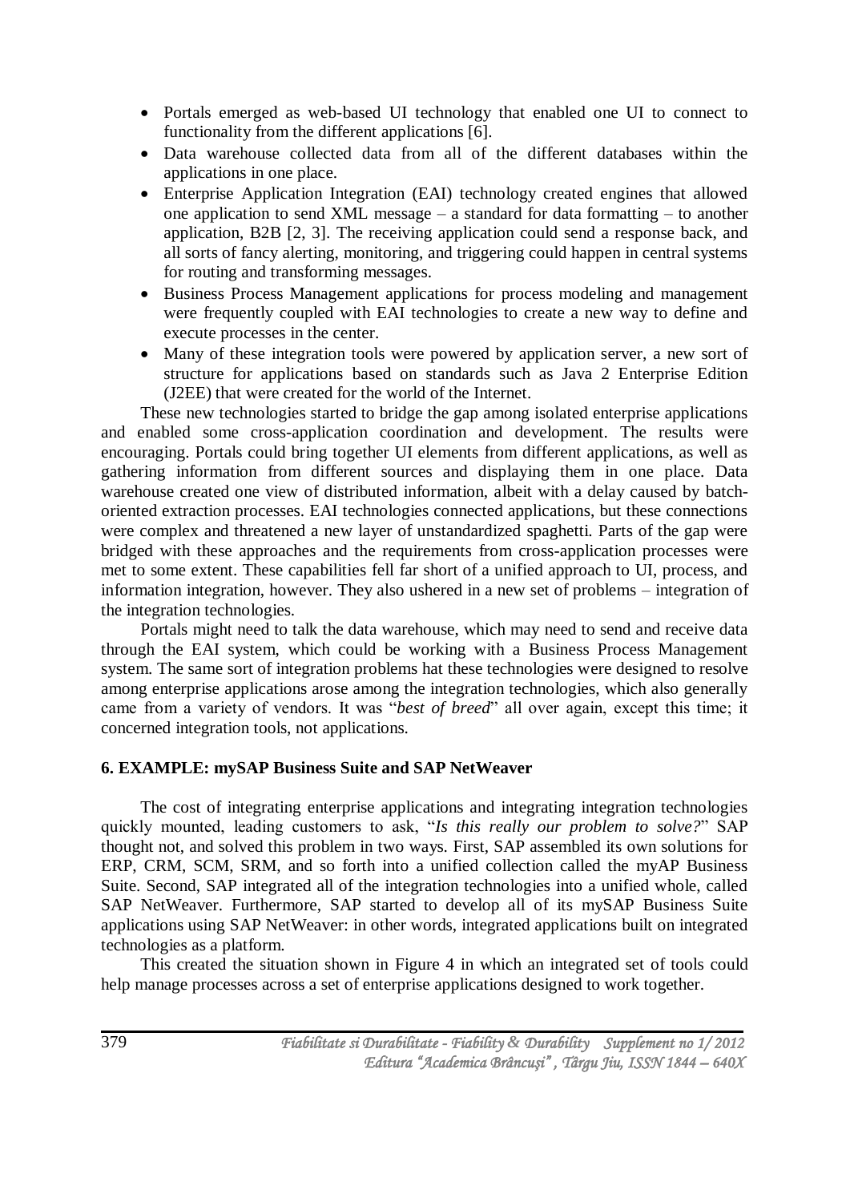- Portals emerged as web-based UI technology that enabled one UI to connect to functionality from the different applications [6].
- Data warehouse collected data from all of the different databases within the applications in one place.
- Enterprise Application Integration (EAI) technology created engines that allowed one application to send XML message – a standard for data formatting – to another application, B2B [2, 3]. The receiving application could send a response back, and all sorts of fancy alerting, monitoring, and triggering could happen in central systems for routing and transforming messages.
- Business Process Management applications for process modeling and management were frequently coupled with EAI technologies to create a new way to define and execute processes in the center.
- Many of these integration tools were powered by application server, a new sort of structure for applications based on standards such as Java 2 Enterprise Edition (J2EE) that were created for the world of the Internet.

These new technologies started to bridge the gap among isolated enterprise applications and enabled some cross-application coordination and development. The results were encouraging. Portals could bring together UI elements from different applications, as well as gathering information from different sources and displaying them in one place. Data warehouse created one view of distributed information, albeit with a delay caused by batch-oriented extraction processes. EAI technologies connected applications, but these connections were complex and threatened a new layer of unstandardized spaghetti. Parts of the gap were bridged with these approaches and the requirements from cross-application processes were met to some extent. These capabilities fell far short of a unified approach to UI, process, and information integration, however. They also ushered in a new set of problems – integration of the integration technologies.

Portals might need to talk the data warehouse, which may need to send and receive data through the EAI system, which could be working with a Business Process Management system. The same sort of integration problems hat these technologies were designed to resolve among enterprise applications arose among the integration technologies, which also generally came from a variety of vendors. It was "*best of breed*" all over again, except this time; it concerned integration tools, not applications.

### 6. EXAMPLE: mySAP Business Suite and SAP NetWeaver

The cost of integrating enterprise applications and integrating integration technologies quickly mounted, leading customers to ask, "*Is this really our problem to solve?*" SAP thought not, and solved this problem in two ways. First, SAP assembled its own solutions for ERP, CRM, SCM, SRM, and so forth into a unified collection called the myAP Business Suite. Second, SAP integrated all of the integration technologies into a unified whole, called SAP NetWeaver. Furthermore, SAP started to develop all of its mySAP Business Suite applications using SAP NetWeaver: in other words, integrated applications built on integrated technologies as a platform.

This created the situation shown in Figure 4 in which an integrated set of tools could help manage processes across a set of enterprise applications designed to work together.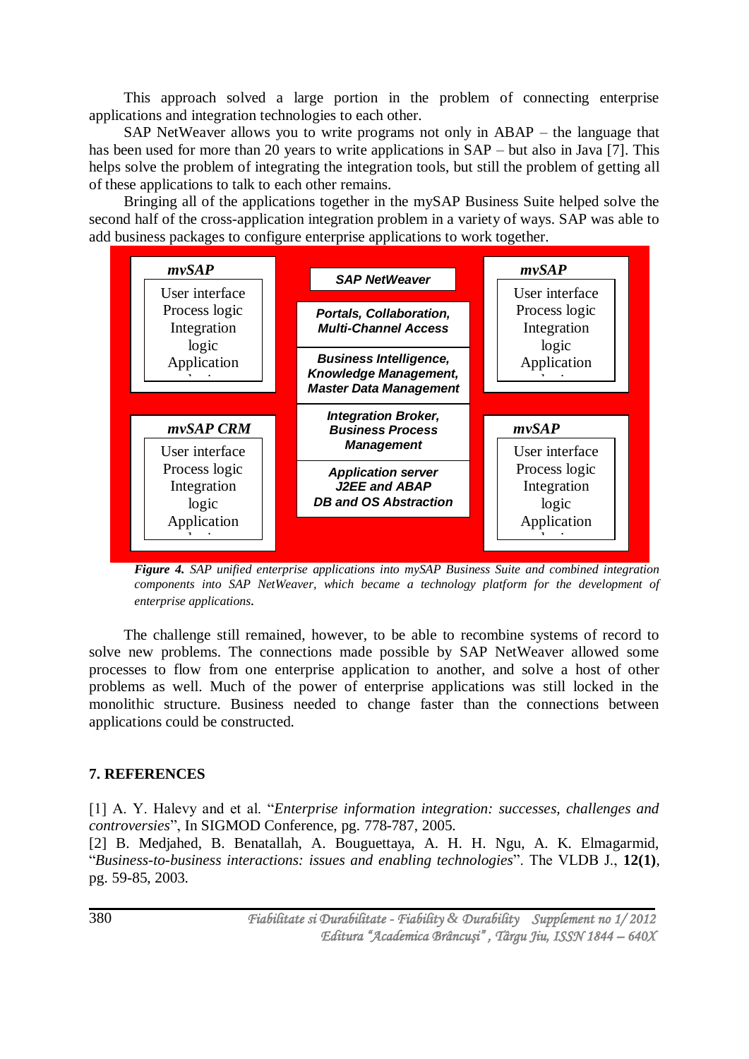This approach solved a large portion in the problem of connecting enterprise applications and integration technologies to each other.

SAP NetWeaver allows you to write programs not only in ABAP – the language that has been used for more than 20 years to write applications in SAP – but also in Java [7]. This helps solve the problem of integrating the integration tools, but still the problem of getting all of these applications to talk to each other remains.

Bringing all of the applications together in the mySAP Business Suite helped solve the second half of the cross-application integration problem in a variety of ways. SAP was able to add business packages to configure enterprise applications to work together.

| mySAP | SAP NetWeaver | mySAP |
|---|---|---|
| User interface<br>Process logic<br>Integration logic<br>Application logic | Portals, Collaboration, Multi-Channel Access<br>Business Intelligence, Knowledge Management, Master Data Management | User interface<br>Process logic<br>Integration logic<br>Application logic |
| **mySAP CRM** | Integration Broker, Business Process Management | **mySAP** |
| User interface<br>Process logic<br>Integration logic<br>Application logic | Application server J2EE and ABAP DB and OS Abstraction | User interface<br>Process logic<br>Integration logic<br>Application logic |

***Figure 4.*** *SAP unified enterprise applications into mySAP Business Suite and combined integration components into SAP NetWeaver, which became a technology platform for the development of enterprise applications.*

The challenge still remained, however, to be able to recombine systems of record to solve new problems. The connections made possible by SAP NetWeaver allowed some processes to flow from one enterprise application to another, and solve a host of other problems as well. Much of the power of enterprise applications was still locked in the monolithic structure. Business needed to change faster than the connections between applications could be constructed.

## 7. REFERENCES

[1] A. Y. Halevy and et al. "*Enterprise information integration: successes, challenges and controversies*", In SIGMOD Conference, pg. 778-787, 2005.

[2] B. Medjahed, B. Benatallah, A. Bouguettaya, A. H. H. Ngu, A. K. Elmagarmid, "*Business-to-business interactions: issues and enabling technologies*". The VLDB J., **12(1)**, pg. 59-85, 2003.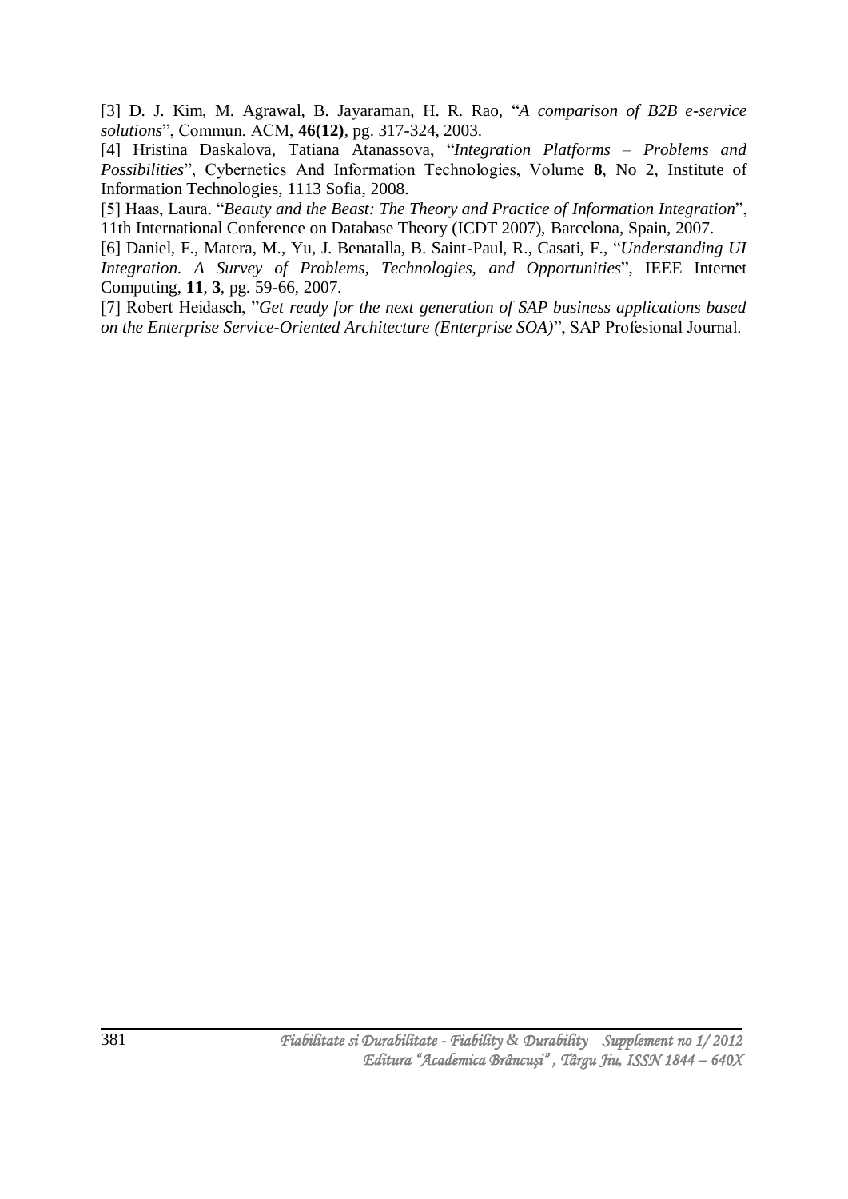[3] D. J. Kim, M. Agrawal, B. Jayaraman, H. R. Rao, "*A comparison of B2B e-service solutions*", Commun. ACM, **46(12)**, pg. 317-324, 2003.

[4] Hristina Daskalova, Tatiana Atanassova, "*Integration Platforms – Problems and Possibilities*", Cybernetics And Information Technologies, Volume **8**, No 2, Institute of Information Technologies, 1113 Sofia, 2008.

[5] Haas, Laura. "*Beauty and the Beast: The Theory and Practice of Information Integration*", 11th International Conference on Database Theory (ICDT 2007), Barcelona, Spain, 2007.

[6] Daniel, F., Matera, M., Yu, J. Benatalla, B. Saint-Paul, R., Casati, F., "*Understanding UI Integration. A Survey of Problems, Technologies, and Opportunities*", IEEE Internet Computing, **11**, **3**, pg. 59-66, 2007.

[7] Robert Heidasch, "*Get ready for the next generation of SAP business applications based on the Enterprise Service-Oriented Architecture (Enterprise SOA)*", SAP Profesional Journal.